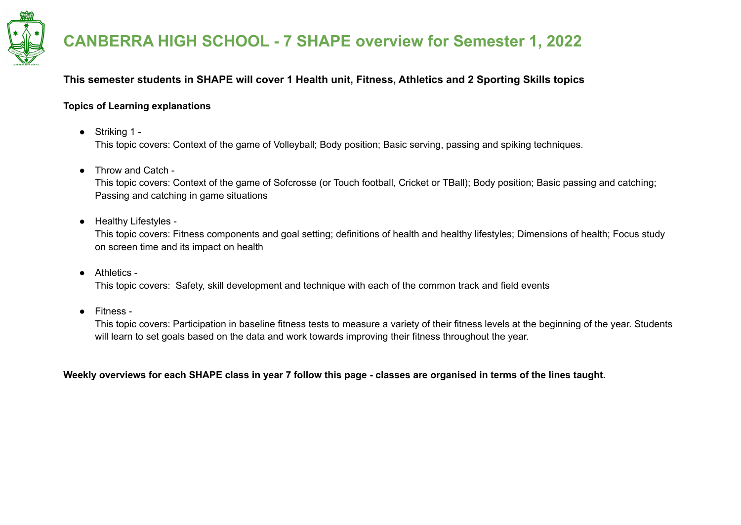# CANBERRA HIGH SCHOOL - 7 SHAPE overview for Semester 1, 2022

**This semester students in SHAPE will cover 1 Health unit, Fitness, Athletics and 2 Sporting Skills topics**

**Topics of Learning explanations**

- Striking 1 -
  This topic covers: Context of the game of Volleyball; Body position; Basic serving, passing and spiking techniques.

- Throw and Catch -
  This topic covers: Context of the game of Sofcrosse (or Touch football, Cricket or TBall); Body position; Basic passing and catching; Passing and catching in game situations

- Healthy Lifestyles -
  This topic covers: Fitness components and goal setting; definitions of health and healthy lifestyles; Dimensions of health; Focus study on screen time and its impact on health

- Athletics -
  This topic covers: Safety, skill development and technique with each of the common track and field events

- Fitness -
  This topic covers: Participation in baseline fitness tests to measure a variety of their fitness levels at the beginning of the year. Students will learn to set goals based on the data and work towards improving their fitness throughout the year.

**Weekly overviews for each SHAPE class in year 7 follow this page - classes are organised in terms of the lines taught.**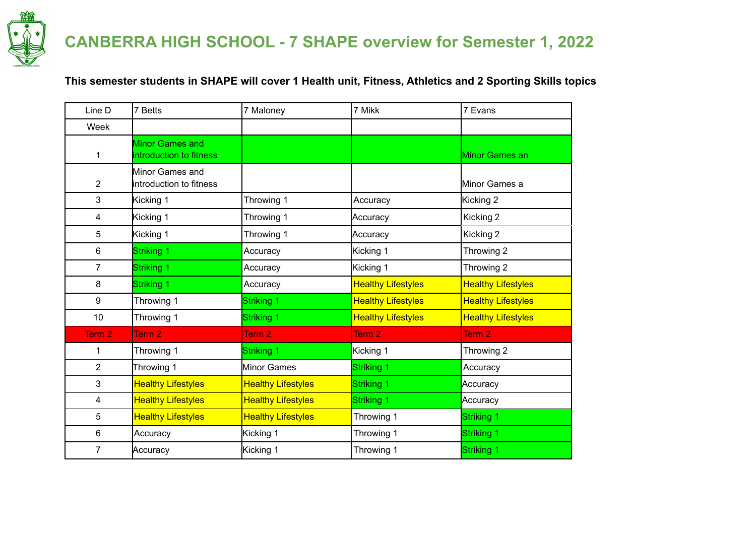# CANBERRA HIGH SCHOOL - 7 SHAPE overview for Semester 1, 2022

**This semester students in SHAPE will cover 1 Health unit, Fitness, Athletics and 2 Sporting Skills topics**

| Line D | 7 Betts | 7 Maloney | 7 Mikk | 7 Evans |
|---|---|---|---|---|
| Week | | | | |
| 1 | Minor Games and introduction to fitness | | | Minor Games an |
| 2 | Minor Games and introduction to fitness | | | Minor Games a |
| 3 | Kicking 1 | Throwing 1 | Accuracy | Kicking 2 |
| 4 | Kicking 1 | Throwing 1 | Accuracy | Kicking 2 |
| 5 | Kicking 1 | Throwing 1 | Accuracy | Kicking 2 |
| 6 | Striking 1 | Accuracy | Kicking 1 | Throwing 2 |
| 7 | Striking 1 | Accuracy | Kicking 1 | Throwing 2 |
| 8 | Striking 1 | Accuracy | Healthy Lifestyles | Healthy Lifestyles |
| 9 | Throwing 1 | Striking 1 | Healthy Lifestyles | Healthy Lifestyles |
| 10 | Throwing 1 | Striking 1 | Healthy Lifestyles | Healthy Lifestyles |
| Term 2 | Term 2 | Term 2 | Term 2 | Term 2 |
| 1 | Throwing 1 | Striking 1 | Kicking 1 | Throwing 2 |
| 2 | Throwing 1 | Minor Games | Striking 1 | Accuracy |
| 3 | Healthy Lifestyles | Healthy Lifestyles | Striking 1 | Accuracy |
| 4 | Healthy Lifestyles | Healthy Lifestyles | Striking 1 | Accuracy |
| 5 | Healthy Lifestyles | Healthy Lifestyles | Throwing 1 | Striking 1 |
| 6 | Accuracy | Kicking 1 | Throwing 1 | Striking 1 |
| 7 | Accuracy | Kicking 1 | Throwing 1 | Striking 1 |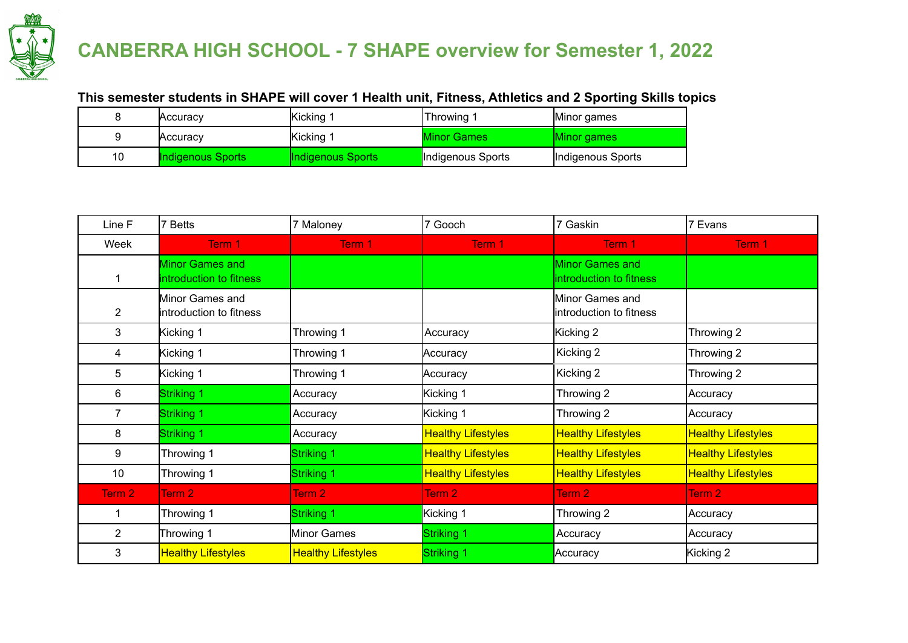# CANBERRA HIGH SCHOOL - 7 SHAPE overview for Semester 1, 2022

**This semester students in SHAPE will cover 1 Health unit, Fitness, Athletics and 2 Sporting Skills topics**

| | | | | |
|---|---|---|---|---|
| 8 | Accuracy | Kicking 1 | Throwing 1 | Minor games |
| 9 | Accuracy | Kicking 1 | Minor Games | Minor games |
| 10 | Indigenous Sports | Indigenous Sports | Indigenous Sports | Indigenous Sports |

| Line F | 7 Betts | 7 Maloney | 7 Gooch | 7 Gaskin | 7 Evans |
|---|---|---|---|---|---|
| Week | Term 1 | Term 1 | Term 1 | Term 1 | Term 1 |
| 1 | Minor Games and introduction to fitness | | | Minor Games and introduction to fitness | |
| 2 | Minor Games and introduction to fitness | | | Minor Games and introduction to fitness | |
| 3 | Kicking 1 | Throwing 1 | Accuracy | Kicking 2 | Throwing 2 |
| 4 | Kicking 1 | Throwing 1 | Accuracy | Kicking 2 | Throwing 2 |
| 5 | Kicking 1 | Throwing 1 | Accuracy | Kicking 2 | Throwing 2 |
| 6 | Striking 1 | Accuracy | Kicking 1 | Throwing 2 | Accuracy |
| 7 | Striking 1 | Accuracy | Kicking 1 | Throwing 2 | Accuracy |
| 8 | Striking 1 | Accuracy | Healthy Lifestyles | Healthy Lifestyles | Healthy Lifestyles |
| 9 | Throwing 1 | Striking 1 | Healthy Lifestyles | Healthy Lifestyles | Healthy Lifestyles |
| 10 | Throwing 1 | Striking 1 | Healthy Lifestyles | Healthy Lifestyles | Healthy Lifestyles |
| Term 2 | Term 2 | Term 2 | Term 2 | Term 2 | Term 2 |
| 1 | Throwing 1 | Striking 1 | Kicking 1 | Throwing 2 | Accuracy |
| 2 | Throwing 1 | Minor Games | Striking 1 | Accuracy | Accuracy |
| 3 | Healthy Lifestyles | Healthy Lifestyles | Striking 1 | Accuracy | Kicking 2 |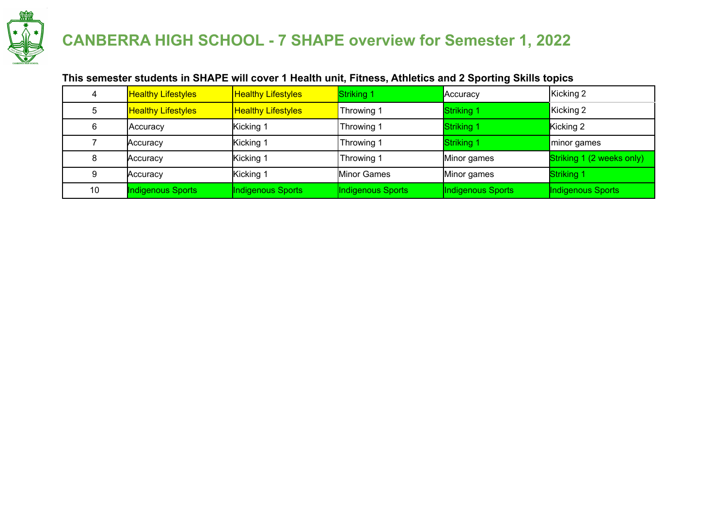# CANBERRA HIGH SCHOOL - 7 SHAPE overview for Semester 1, 2022

**This semester students in SHAPE will cover 1 Health unit, Fitness, Athletics and 2 Sporting Skills topics**

| | | | | | |
|---|---|---|---|---|---|
| 4 | Healthy Lifestyles | Healthy Lifestyles | Striking 1 | Accuracy | Kicking 2 |
| 5 | Healthy Lifestyles | Healthy Lifestyles | Throwing 1 | Striking 1 | Kicking 2 |
| 6 | Accuracy | Kicking 1 | Throwing 1 | Striking 1 | Kicking 2 |
| 7 | Accuracy | Kicking 1 | Throwing 1 | Striking 1 | minor games |
| 8 | Accuracy | Kicking 1 | Throwing 1 | Minor games | Striking 1 (2 weeks only) |
| 9 | Accuracy | Kicking 1 | Minor Games | Minor games | Striking 1 |
| 10 | Indigenous Sports | Indigenous Sports | Indigenous Sports | Indigenous Sports | Indigenous Sports |